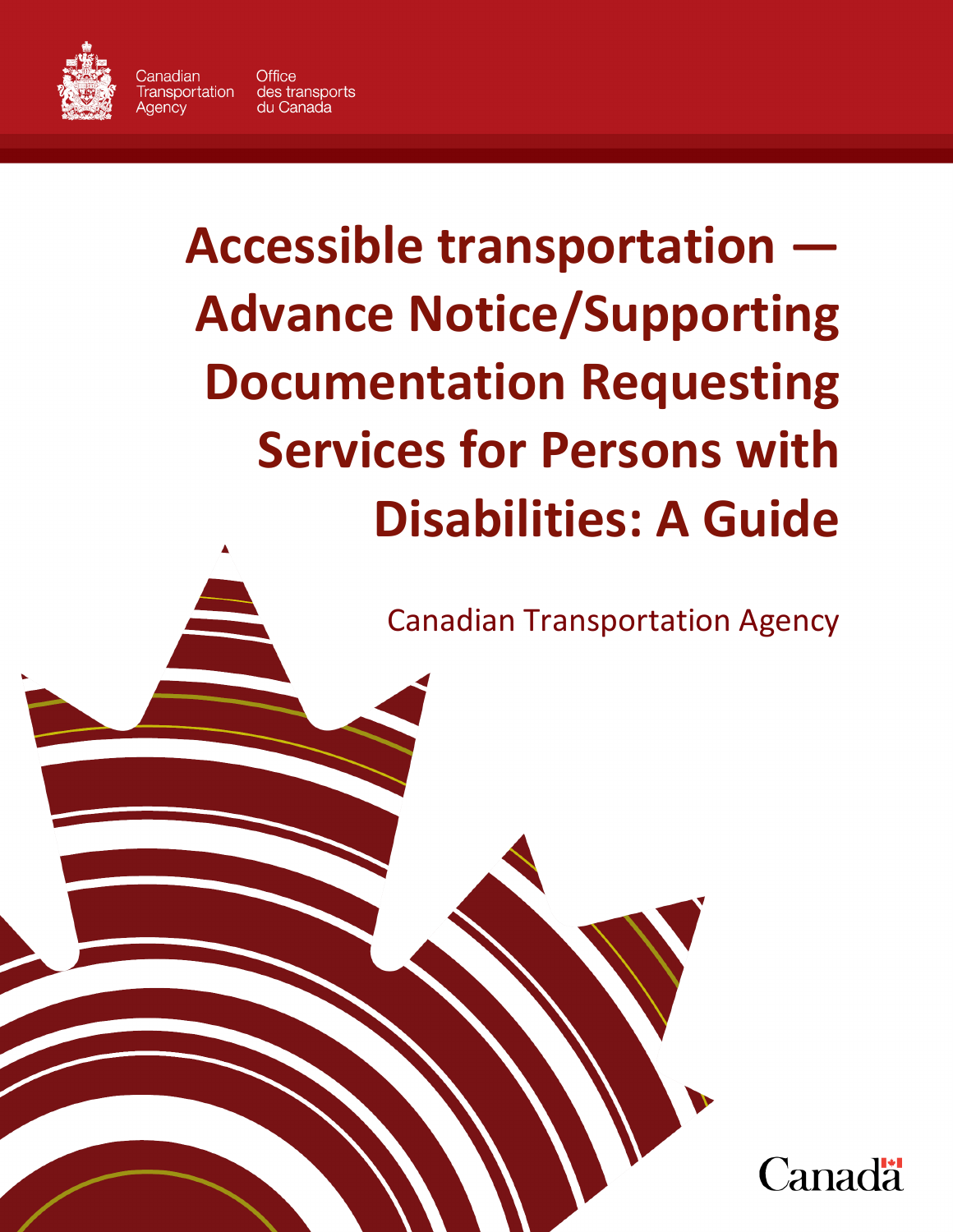Canadian Transportation Agency

Office des transports du Canada

# Accessible transportation — Advance Notice/Supporting Documentation Requesting Services for Persons with Disabilities: A Guide

Canadian Transportation Agency

Canada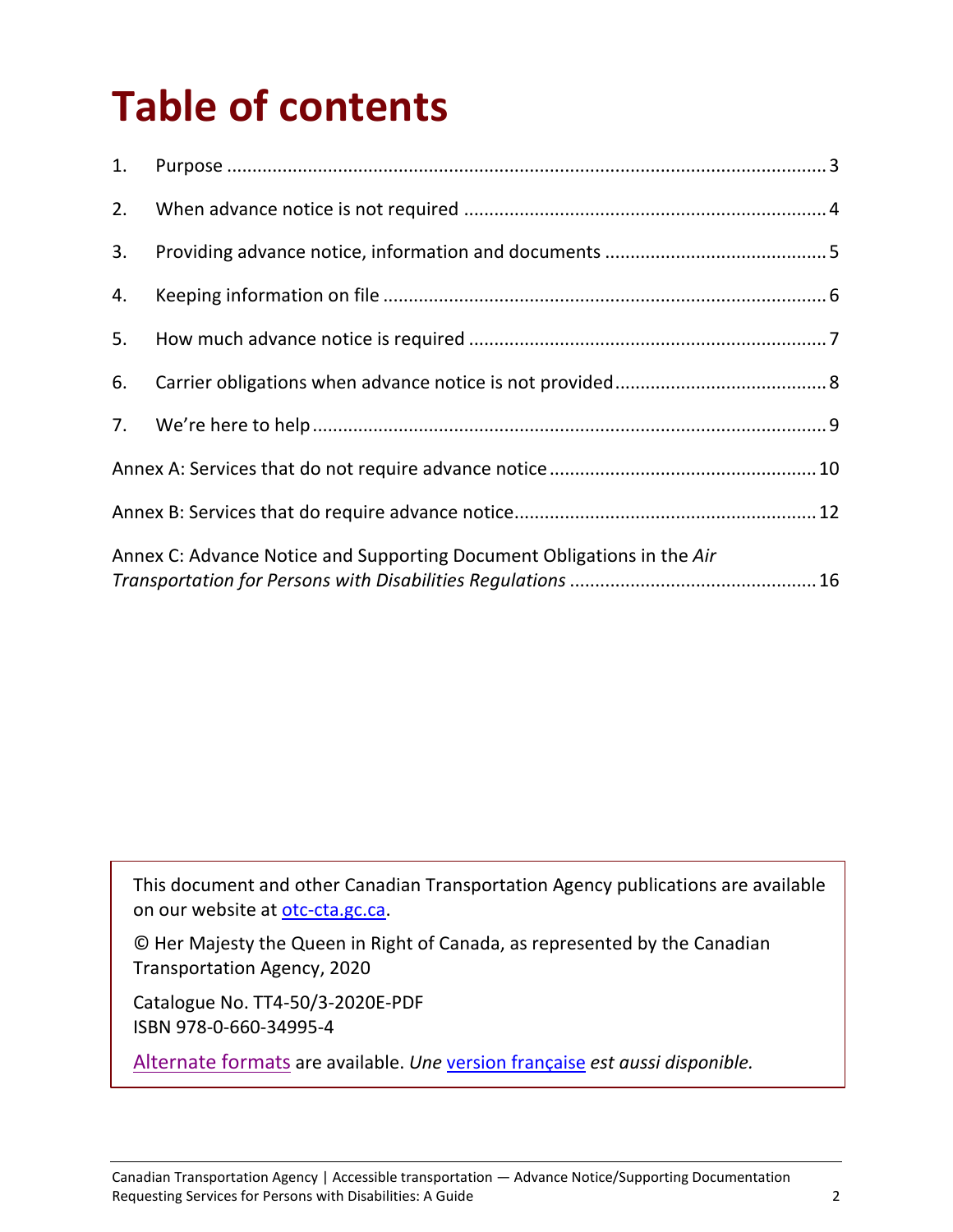# Table of contents

1. Purpose ..... 3
2. When advance notice is not required ..... 4
3. Providing advance notice, information and documents ..... 5
4. Keeping information on file ..... 6
5. How much advance notice is required ..... 7
6. Carrier obligations when advance notice is not provided ..... 8
7. We're here to help ..... 9

Annex A: Services that do not require advance notice ..... 10

Annex B: Services that do require advance notice ..... 12

Annex C: Advance Notice and Supporting Document Obligations in the *Air Transportation for Persons with Disabilities Regulations* ..... 16

This document and other Canadian Transportation Agency publications are available on our website at otc-cta.gc.ca.

© Her Majesty the Queen in Right of Canada, as represented by the Canadian Transportation Agency, 2020

Catalogue No. TT4-50/3-2020E-PDF
ISBN 978-0-660-34995-4

Alternate formats are available. *Une* version française *est aussi disponible.*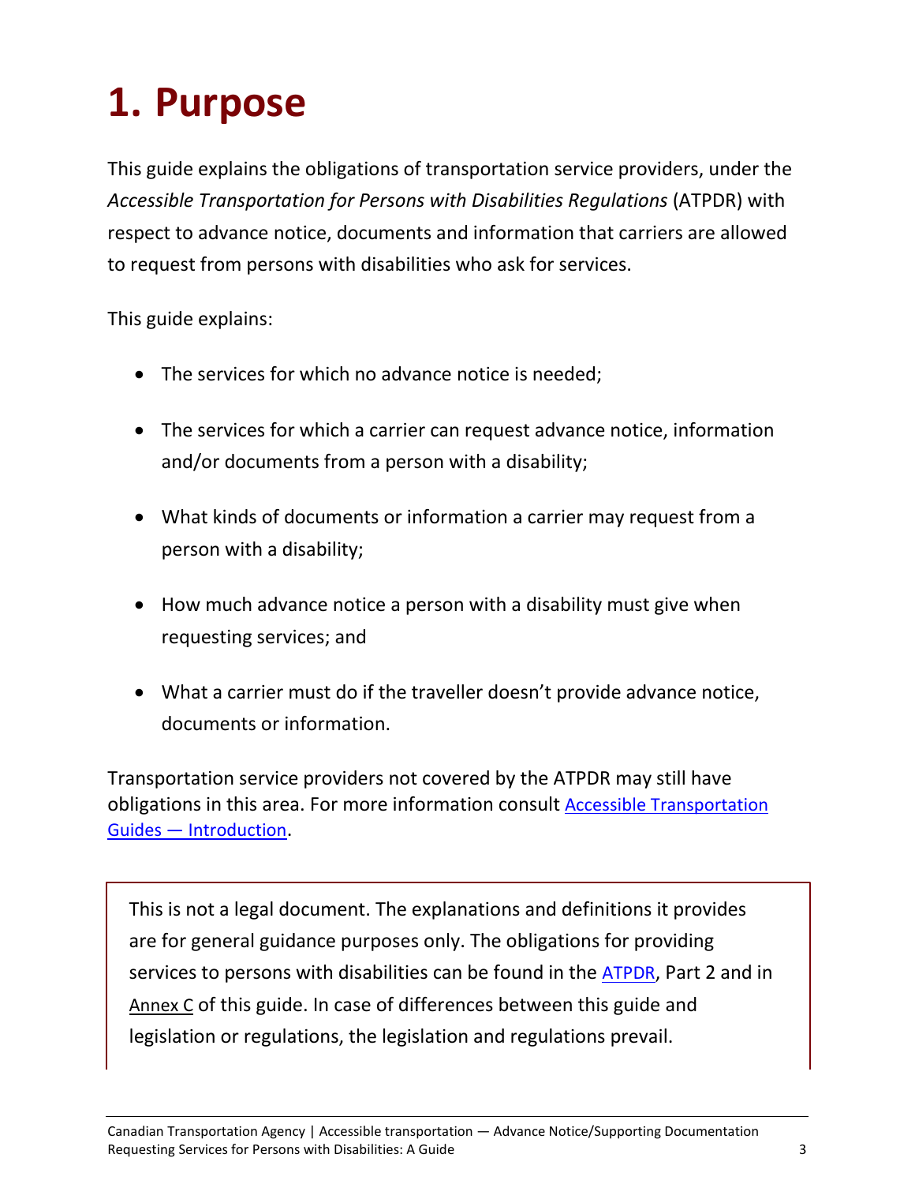# 1. Purpose

This guide explains the obligations of transportation service providers, under the *Accessible Transportation for Persons with Disabilities Regulations* (ATPDR) with respect to advance notice, documents and information that carriers are allowed to request from persons with disabilities who ask for services.

This guide explains:

- The services for which no advance notice is needed;
- The services for which a carrier can request advance notice, information and/or documents from a person with a disability;
- What kinds of documents or information a carrier may request from a person with a disability;
- How much advance notice a person with a disability must give when requesting services; and
- What a carrier must do if the traveller doesn't provide advance notice, documents or information.

Transportation service providers not covered by the ATPDR may still have obligations in this area. For more information consult [Accessible Transportation Guides — Introduction](#).

> This is not a legal document. The explanations and definitions it provides are for general guidance purposes only. The obligations for providing services to persons with disabilities can be found in the [ATPDR](#), Part 2 and in Annex C of this guide. In case of differences between this guide and legislation or regulations, the legislation and regulations prevail.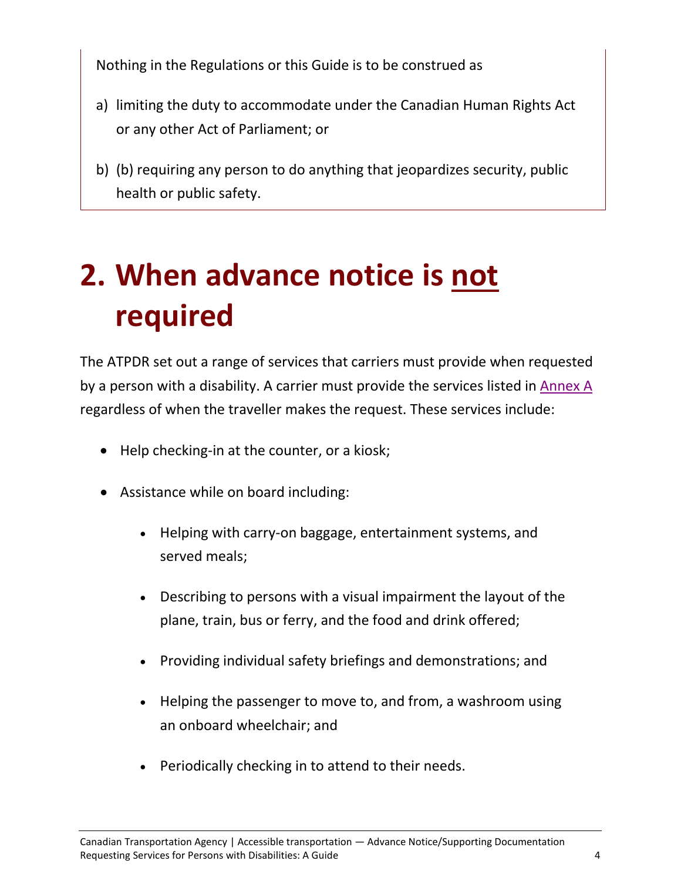Nothing in the Regulations or this Guide is to be construed as

a) limiting the duty to accommodate under the Canadian Human Rights Act or any other Act of Parliament; or

b) (b) requiring any person to do anything that jeopardizes security, public health or public safety.

# 2. When advance notice is not required

The ATPDR set out a range of services that carriers must provide when requested by a person with a disability. A carrier must provide the services listed in Annex A regardless of when the traveller makes the request. These services include:

- Help checking-in at the counter, or a kiosk;
- Assistance while on board including:
  - Helping with carry-on baggage, entertainment systems, and served meals;
  - Describing to persons with a visual impairment the layout of the plane, train, bus or ferry, and the food and drink offered;
  - Providing individual safety briefings and demonstrations; and
  - Helping the passenger to move to, and from, a washroom using an onboard wheelchair; and
  - Periodically checking in to attend to their needs.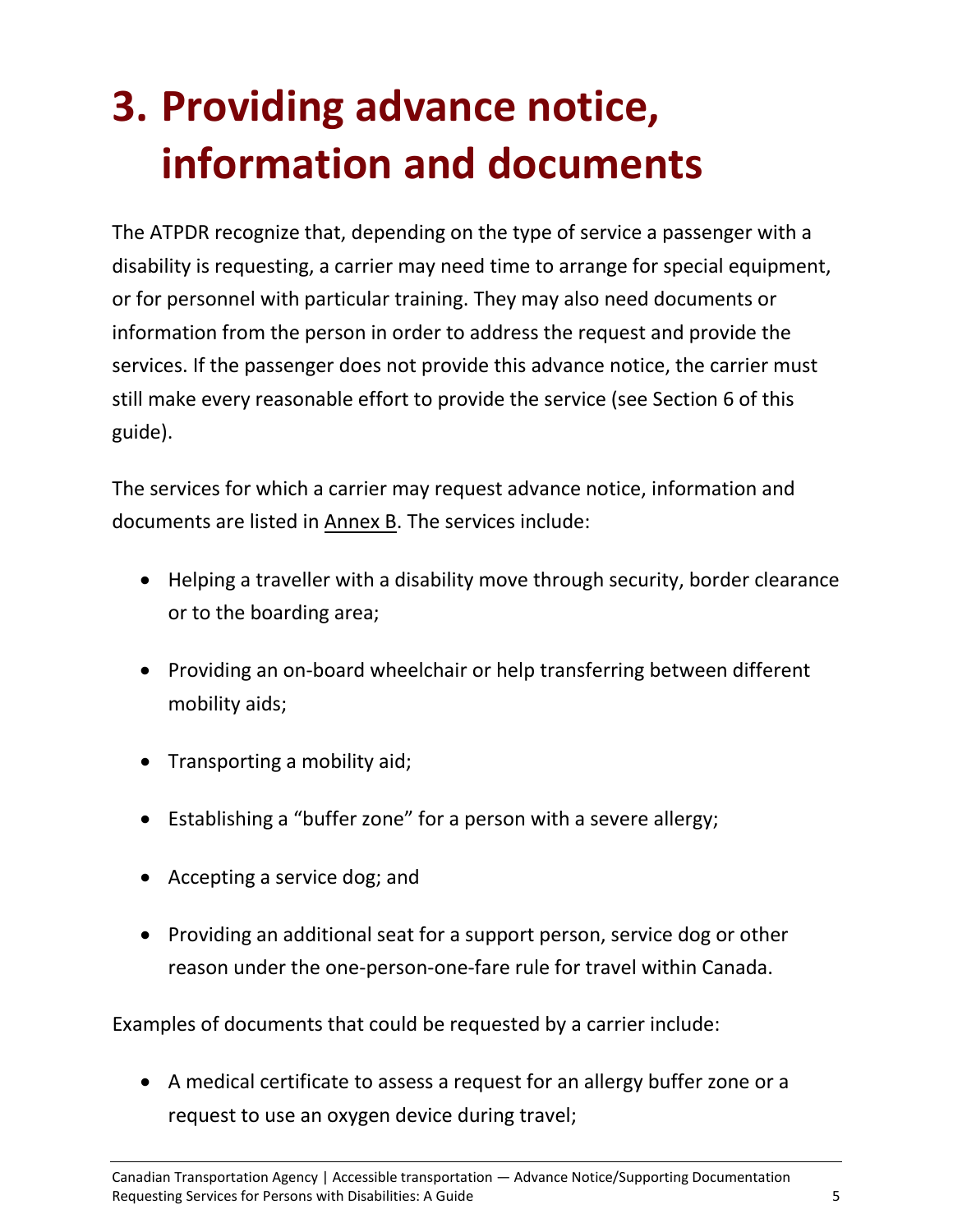# 3. Providing advance notice, information and documents

The ATPDR recognize that, depending on the type of service a passenger with a disability is requesting, a carrier may need time to arrange for special equipment, or for personnel with particular training. They may also need documents or information from the person in order to address the request and provide the services. If the passenger does not provide this advance notice, the carrier must still make every reasonable effort to provide the service (see Section 6 of this guide).

The services for which a carrier may request advance notice, information and documents are listed in Annex B. The services include:

- Helping a traveller with a disability move through security, border clearance or to the boarding area;
- Providing an on-board wheelchair or help transferring between different mobility aids;
- Transporting a mobility aid;
- Establishing a "buffer zone" for a person with a severe allergy;
- Accepting a service dog; and
- Providing an additional seat for a support person, service dog or other reason under the one-person-one-fare rule for travel within Canada.

Examples of documents that could be requested by a carrier include:

- A medical certificate to assess a request for an allergy buffer zone or a request to use an oxygen device during travel;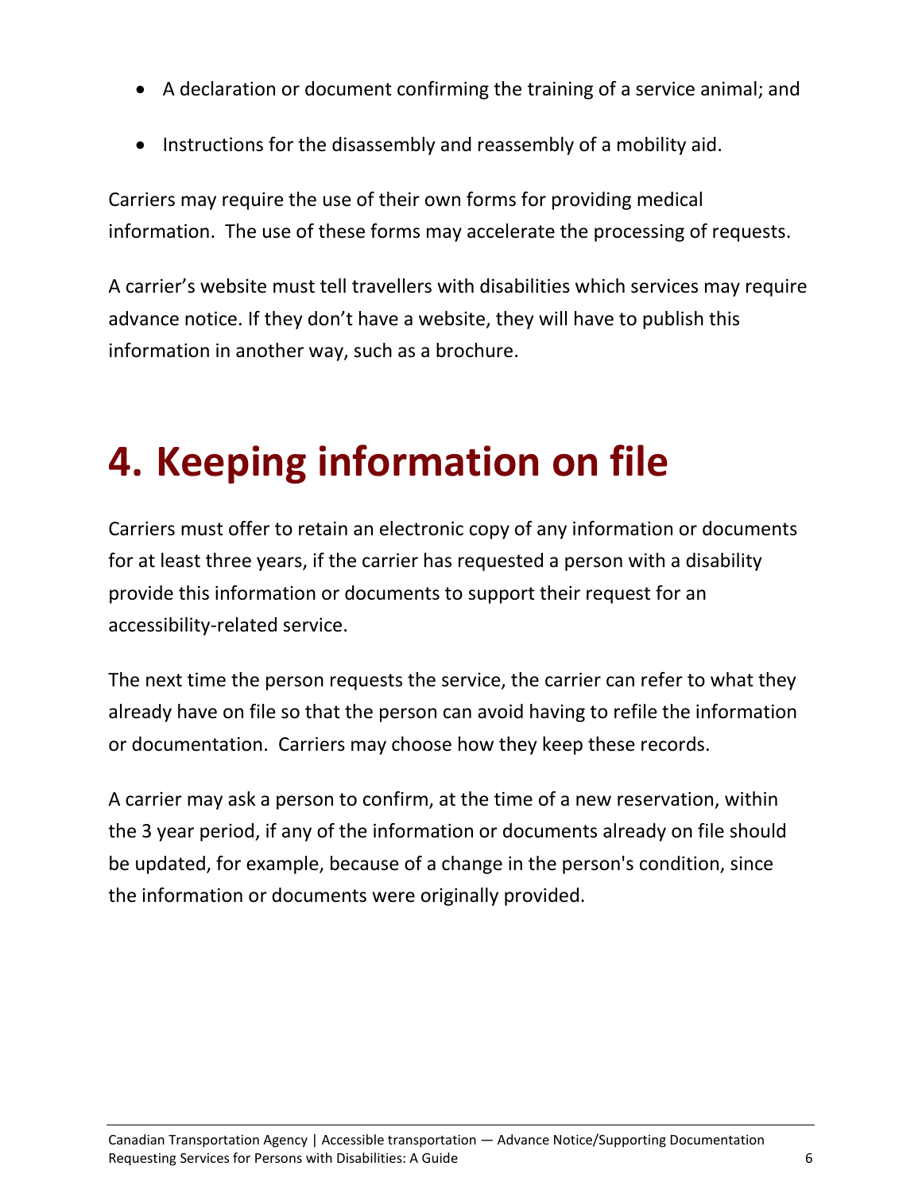- A declaration or document confirming the training of a service animal; and
- Instructions for the disassembly and reassembly of a mobility aid.

Carriers may require the use of their own forms for providing medical information. The use of these forms may accelerate the processing of requests.

A carrier's website must tell travellers with disabilities which services may require advance notice. If they don't have a website, they will have to publish this information in another way, such as a brochure.

# 4. Keeping information on file

Carriers must offer to retain an electronic copy of any information or documents for at least three years, if the carrier has requested a person with a disability provide this information or documents to support their request for an accessibility-related service.

The next time the person requests the service, the carrier can refer to what they already have on file so that the person can avoid having to refile the information or documentation. Carriers may choose how they keep these records.

A carrier may ask a person to confirm, at the time of a new reservation, within the 3 year period, if any of the information or documents already on file should be updated, for example, because of a change in the person's condition, since the information or documents were originally provided.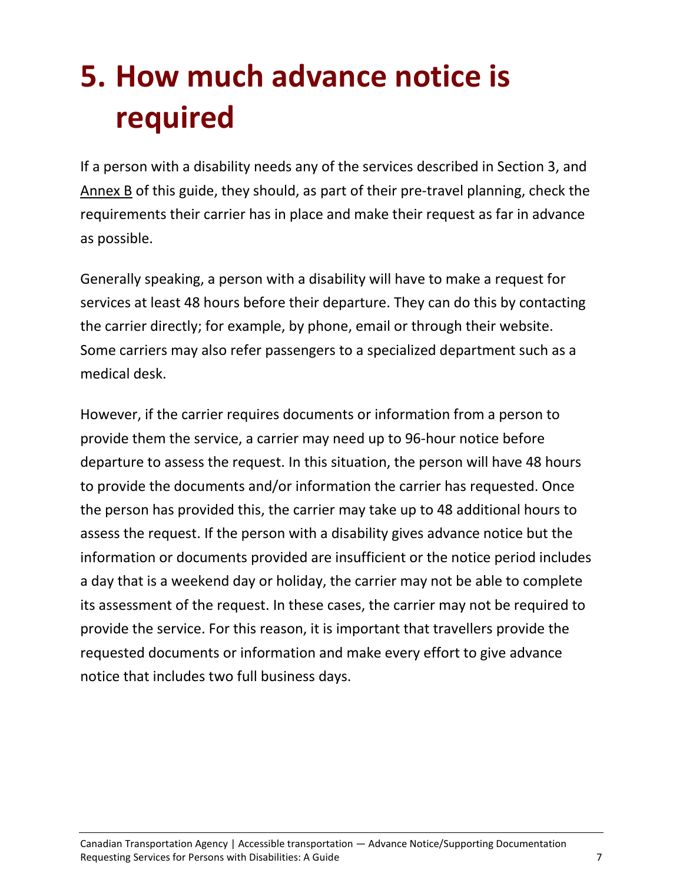# 5. How much advance notice is required

If a person with a disability needs any of the services described in Section 3, and Annex B of this guide, they should, as part of their pre-travel planning, check the requirements their carrier has in place and make their request as far in advance as possible.

Generally speaking, a person with a disability will have to make a request for services at least 48 hours before their departure. They can do this by contacting the carrier directly; for example, by phone, email or through their website. Some carriers may also refer passengers to a specialized department such as a medical desk.

However, if the carrier requires documents or information from a person to provide them the service, a carrier may need up to 96-hour notice before departure to assess the request. In this situation, the person will have 48 hours to provide the documents and/or information the carrier has requested. Once the person has provided this, the carrier may take up to 48 additional hours to assess the request. If the person with a disability gives advance notice but the information or documents provided are insufficient or the notice period includes a day that is a weekend day or holiday, the carrier may not be able to complete its assessment of the request. In these cases, the carrier may not be required to provide the service. For this reason, it is important that travellers provide the requested documents or information and make every effort to give advance notice that includes two full business days.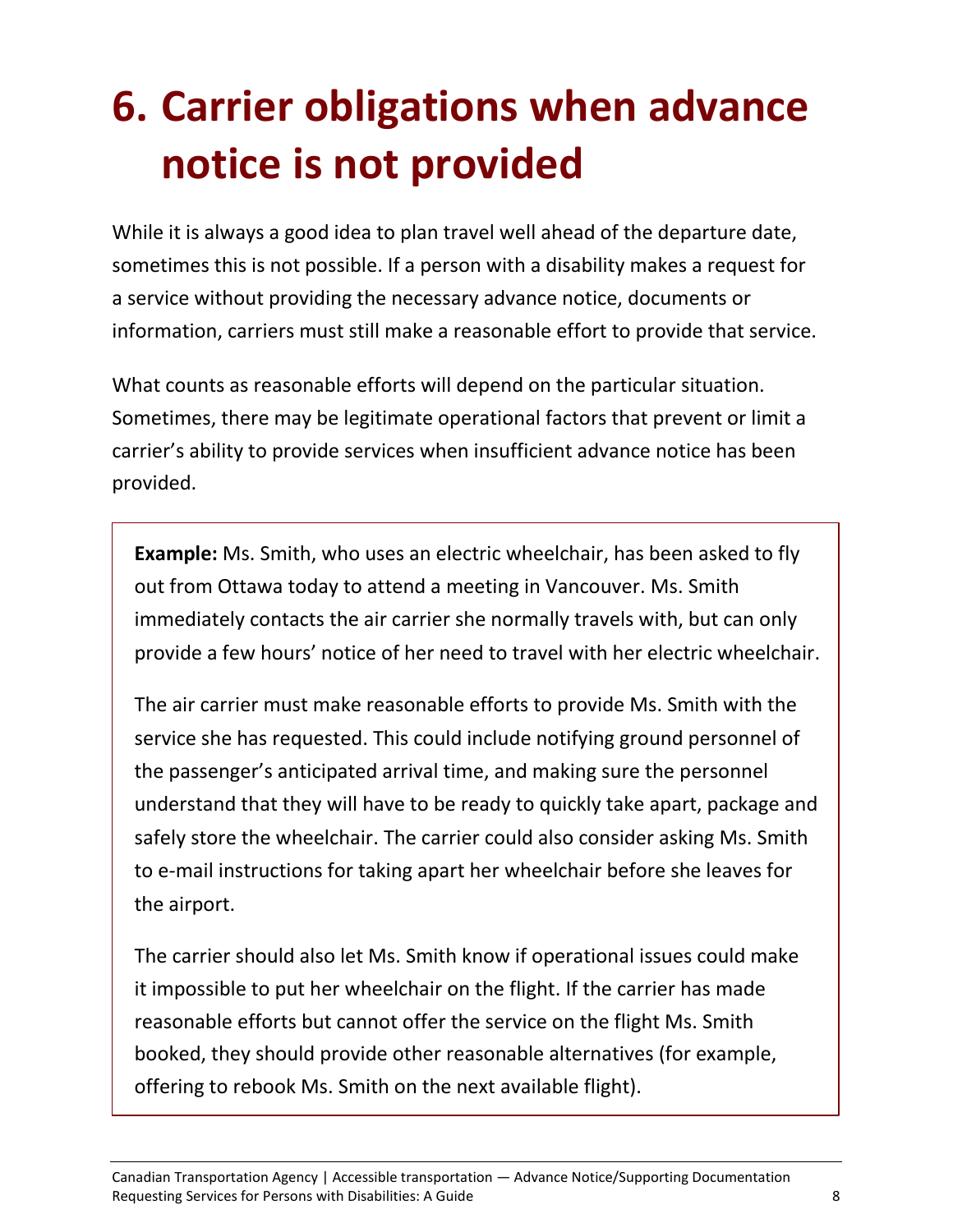# 6. Carrier obligations when advance notice is not provided

While it is always a good idea to plan travel well ahead of the departure date, sometimes this is not possible. If a person with a disability makes a request for a service without providing the necessary advance notice, documents or information, carriers must still make a reasonable effort to provide that service.

What counts as reasonable efforts will depend on the particular situation. Sometimes, there may be legitimate operational factors that prevent or limit a carrier's ability to provide services when insufficient advance notice has been provided.

> **Example:** Ms. Smith, who uses an electric wheelchair, has been asked to fly out from Ottawa today to attend a meeting in Vancouver. Ms. Smith immediately contacts the air carrier she normally travels with, but can only provide a few hours' notice of her need to travel with her electric wheelchair.
>
> The air carrier must make reasonable efforts to provide Ms. Smith with the service she has requested. This could include notifying ground personnel of the passenger's anticipated arrival time, and making sure the personnel understand that they will have to be ready to quickly take apart, package and safely store the wheelchair. The carrier could also consider asking Ms. Smith to e-mail instructions for taking apart her wheelchair before she leaves for the airport.
>
> The carrier should also let Ms. Smith know if operational issues could make it impossible to put her wheelchair on the flight. If the carrier has made reasonable efforts but cannot offer the service on the flight Ms. Smith booked, they should provide other reasonable alternatives (for example, offering to rebook Ms. Smith on the next available flight).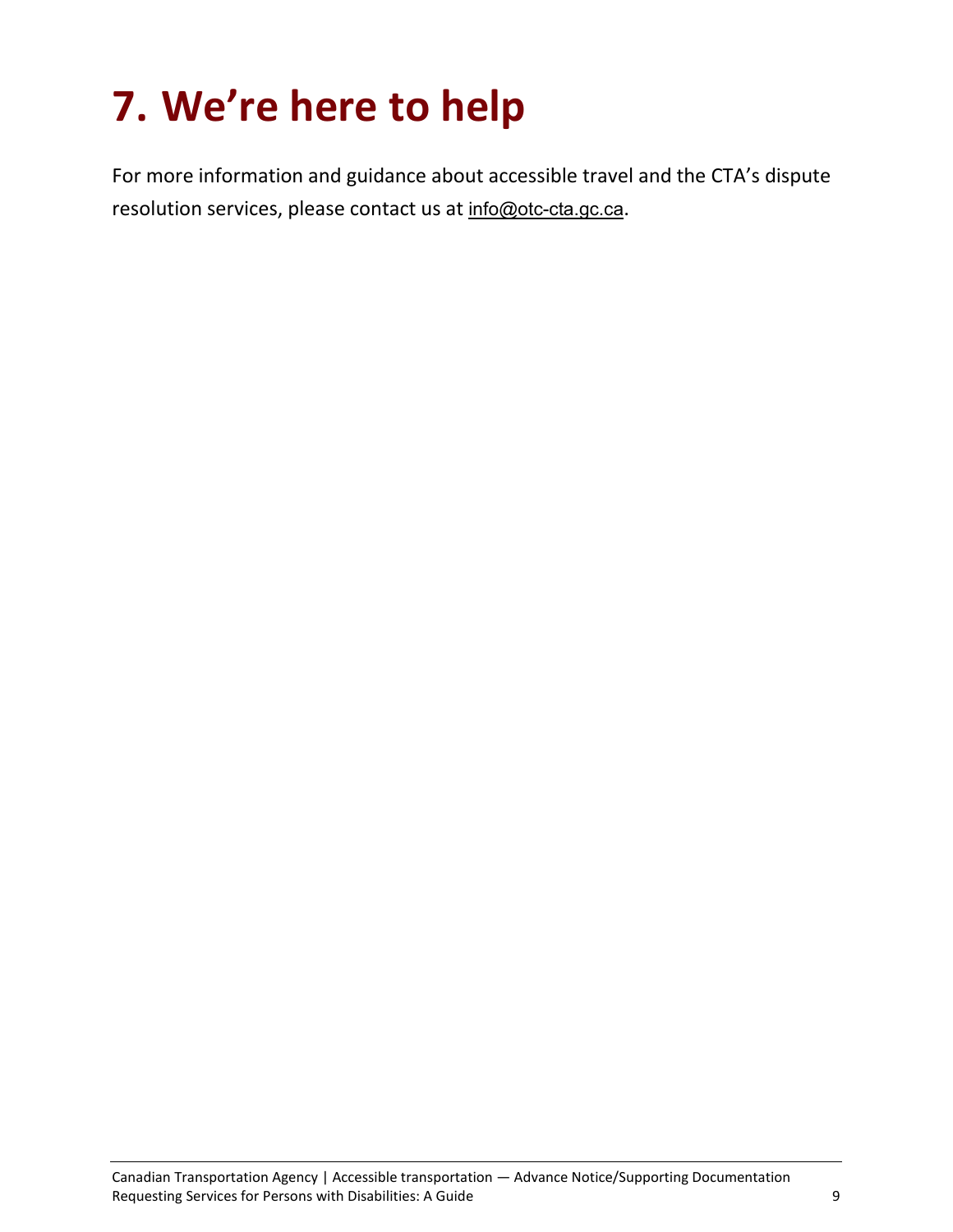# 7. We're here to help

For more information and guidance about accessible travel and the CTA's dispute resolution services, please contact us at info@otc-cta.gc.ca.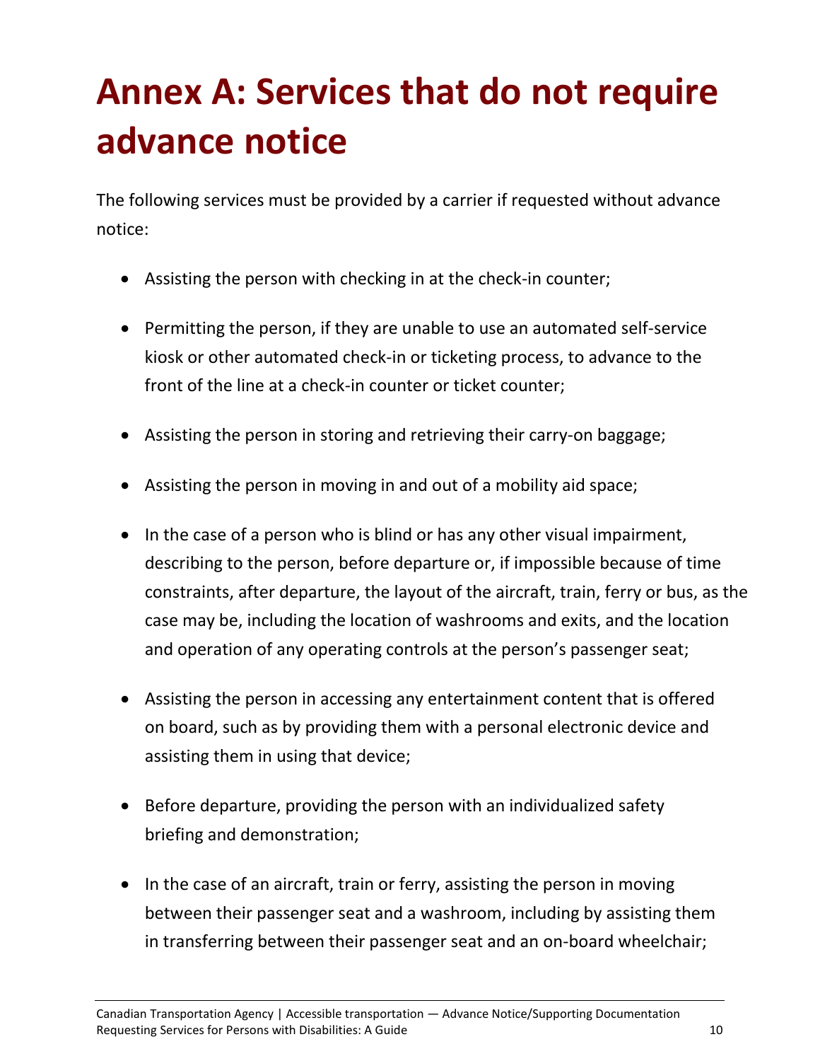# Annex A: Services that do not require advance notice

The following services must be provided by a carrier if requested without advance notice:

- Assisting the person with checking in at the check-in counter;
- Permitting the person, if they are unable to use an automated self-service kiosk or other automated check-in or ticketing process, to advance to the front of the line at a check-in counter or ticket counter;
- Assisting the person in storing and retrieving their carry-on baggage;
- Assisting the person in moving in and out of a mobility aid space;
- In the case of a person who is blind or has any other visual impairment, describing to the person, before departure or, if impossible because of time constraints, after departure, the layout of the aircraft, train, ferry or bus, as the case may be, including the location of washrooms and exits, and the location and operation of any operating controls at the person's passenger seat;
- Assisting the person in accessing any entertainment content that is offered on board, such as by providing them with a personal electronic device and assisting them in using that device;
- Before departure, providing the person with an individualized safety briefing and demonstration;
- In the case of an aircraft, train or ferry, assisting the person in moving between their passenger seat and a washroom, including by assisting them in transferring between their passenger seat and an on-board wheelchair;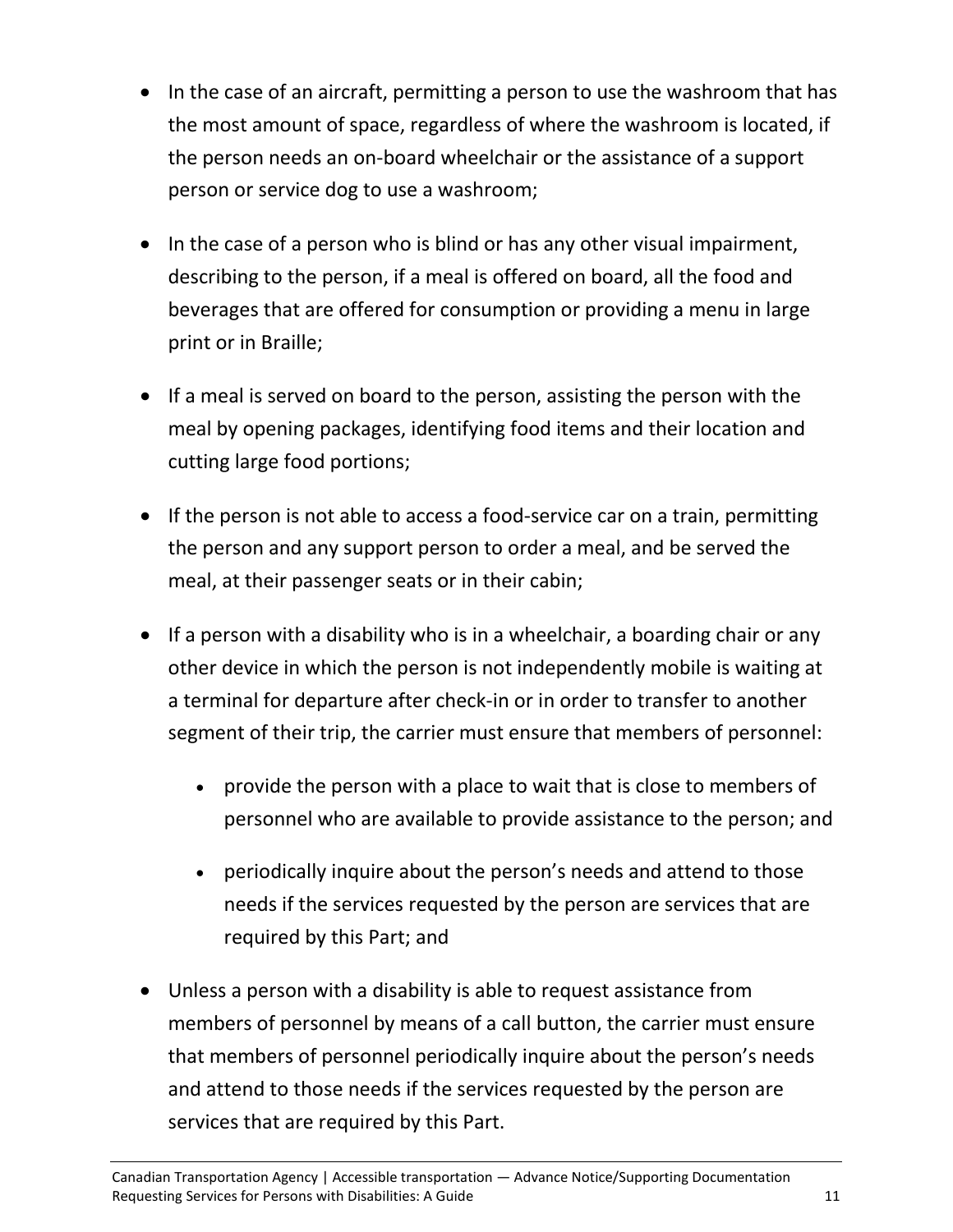- In the case of an aircraft, permitting a person to use the washroom that has the most amount of space, regardless of where the washroom is located, if the person needs an on-board wheelchair or the assistance of a support person or service dog to use a washroom;
- In the case of a person who is blind or has any other visual impairment, describing to the person, if a meal is offered on board, all the food and beverages that are offered for consumption or providing a menu in large print or in Braille;
- If a meal is served on board to the person, assisting the person with the meal by opening packages, identifying food items and their location and cutting large food portions;
- If the person is not able to access a food-service car on a train, permitting the person and any support person to order a meal, and be served the meal, at their passenger seats or in their cabin;
- If a person with a disability who is in a wheelchair, a boarding chair or any other device in which the person is not independently mobile is waiting at a terminal for departure after check-in or in order to transfer to another segment of their trip, the carrier must ensure that members of personnel:
    - provide the person with a place to wait that is close to members of personnel who are available to provide assistance to the person; and
    - periodically inquire about the person's needs and attend to those needs if the services requested by the person are services that are required by this Part; and
- Unless a person with a disability is able to request assistance from members of personnel by means of a call button, the carrier must ensure that members of personnel periodically inquire about the person's needs and attend to those needs if the services requested by the person are services that are required by this Part.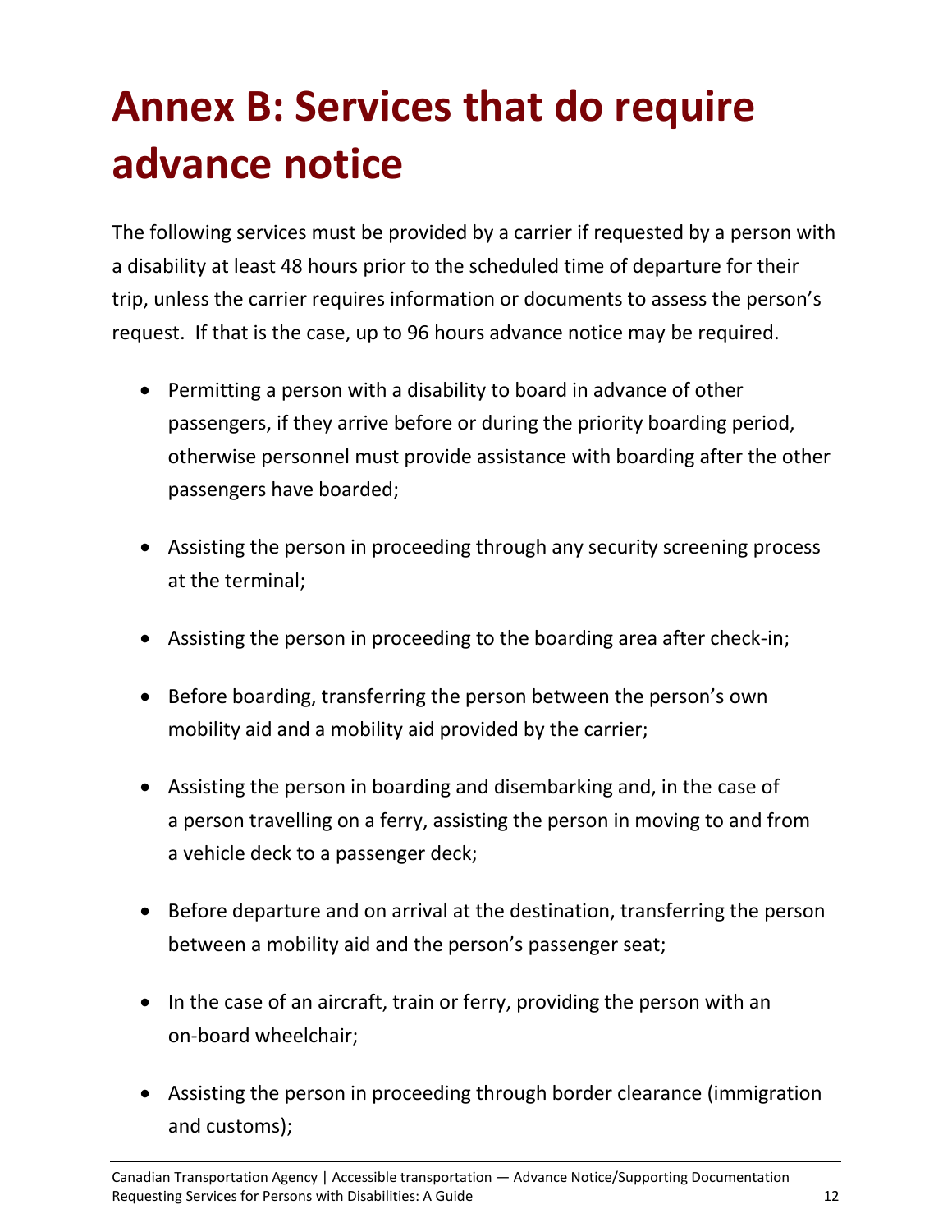# Annex B: Services that do require advance notice

The following services must be provided by a carrier if requested by a person with a disability at least 48 hours prior to the scheduled time of departure for their trip, unless the carrier requires information or documents to assess the person's request. If that is the case, up to 96 hours advance notice may be required.

- Permitting a person with a disability to board in advance of other passengers, if they arrive before or during the priority boarding period, otherwise personnel must provide assistance with boarding after the other passengers have boarded;
- Assisting the person in proceeding through any security screening process at the terminal;
- Assisting the person in proceeding to the boarding area after check-in;
- Before boarding, transferring the person between the person's own mobility aid and a mobility aid provided by the carrier;
- Assisting the person in boarding and disembarking and, in the case of a person travelling on a ferry, assisting the person in moving to and from a vehicle deck to a passenger deck;
- Before departure and on arrival at the destination, transferring the person between a mobility aid and the person's passenger seat;
- In the case of an aircraft, train or ferry, providing the person with an on-board wheelchair;
- Assisting the person in proceeding through border clearance (immigration and customs);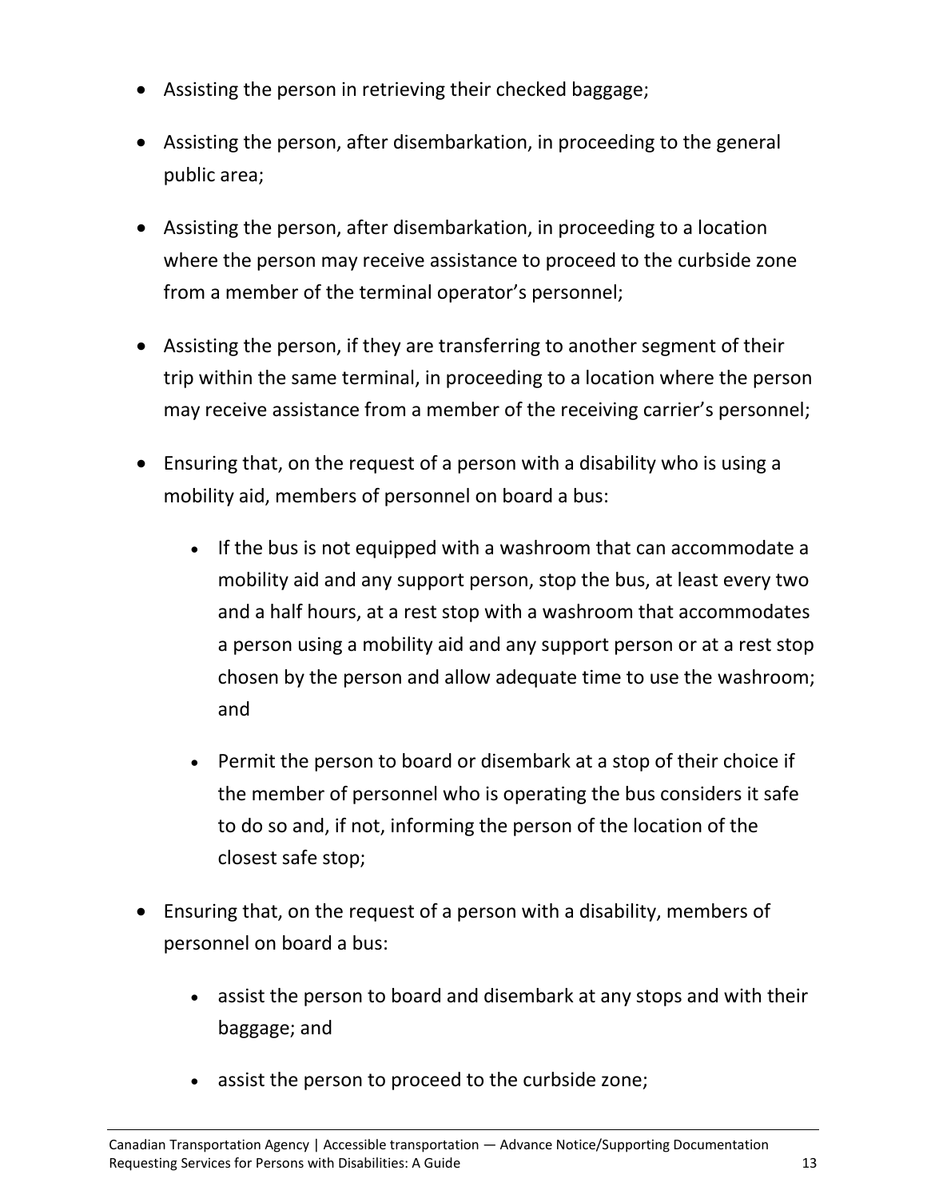- Assisting the person in retrieving their checked baggage;
- Assisting the person, after disembarkation, in proceeding to the general public area;
- Assisting the person, after disembarkation, in proceeding to a location where the person may receive assistance to proceed to the curbside zone from a member of the terminal operator's personnel;
- Assisting the person, if they are transferring to another segment of their trip within the same terminal, in proceeding to a location where the person may receive assistance from a member of the receiving carrier's personnel;
- Ensuring that, on the request of a person with a disability who is using a mobility aid, members of personnel on board a bus:
    - If the bus is not equipped with a washroom that can accommodate a mobility aid and any support person, stop the bus, at least every two and a half hours, at a rest stop with a washroom that accommodates a person using a mobility aid and any support person or at a rest stop chosen by the person and allow adequate time to use the washroom; and
    - Permit the person to board or disembark at a stop of their choice if the member of personnel who is operating the bus considers it safe to do so and, if not, informing the person of the location of the closest safe stop;
- Ensuring that, on the request of a person with a disability, members of personnel on board a bus:
    - assist the person to board and disembark at any stops and with their baggage; and
    - assist the person to proceed to the curbside zone;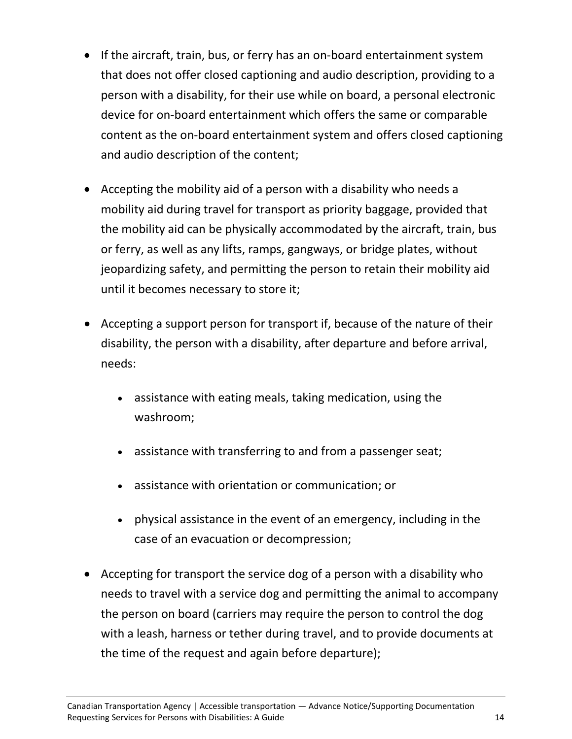- If the aircraft, train, bus, or ferry has an on-board entertainment system that does not offer closed captioning and audio description, providing to a person with a disability, for their use while on board, a personal electronic device for on-board entertainment which offers the same or comparable content as the on-board entertainment system and offers closed captioning and audio description of the content;

- Accepting the mobility aid of a person with a disability who needs a mobility aid during travel for transport as priority baggage, provided that the mobility aid can be physically accommodated by the aircraft, train, bus or ferry, as well as any lifts, ramps, gangways, or bridge plates, without jeopardizing safety, and permitting the person to retain their mobility aid until it becomes necessary to store it;

- Accepting a support person for transport if, because of the nature of their disability, the person with a disability, after departure and before arrival, needs:

    - assistance with eating meals, taking medication, using the washroom;

    - assistance with transferring to and from a passenger seat;

    - assistance with orientation or communication; or

    - physical assistance in the event of an emergency, including in the case of an evacuation or decompression;

- Accepting for transport the service dog of a person with a disability who needs to travel with a service dog and permitting the animal to accompany the person on board (carriers may require the person to control the dog with a leash, harness or tether during travel, and to provide documents at the time of the request and again before departure);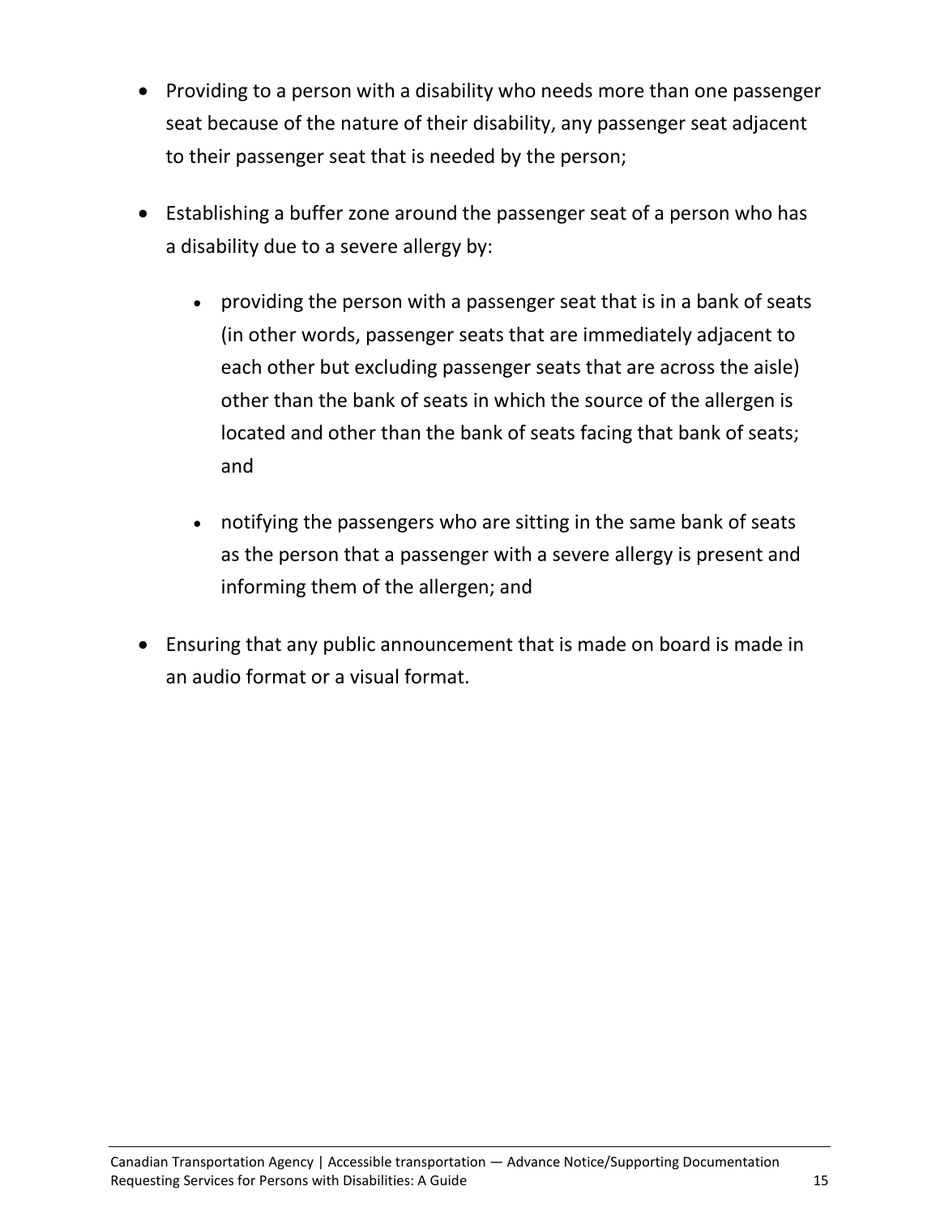- Providing to a person with a disability who needs more than one passenger seat because of the nature of their disability, any passenger seat adjacent to their passenger seat that is needed by the person;
- Establishing a buffer zone around the passenger seat of a person who has a disability due to a severe allergy by:
  - providing the person with a passenger seat that is in a bank of seats (in other words, passenger seats that are immediately adjacent to each other but excluding passenger seats that are across the aisle) other than the bank of seats in which the source of the allergen is located and other than the bank of seats facing that bank of seats; and
  - notifying the passengers who are sitting in the same bank of seats as the person that a passenger with a severe allergy is present and informing them of the allergen; and
- Ensuring that any public announcement that is made on board is made in an audio format or a visual format.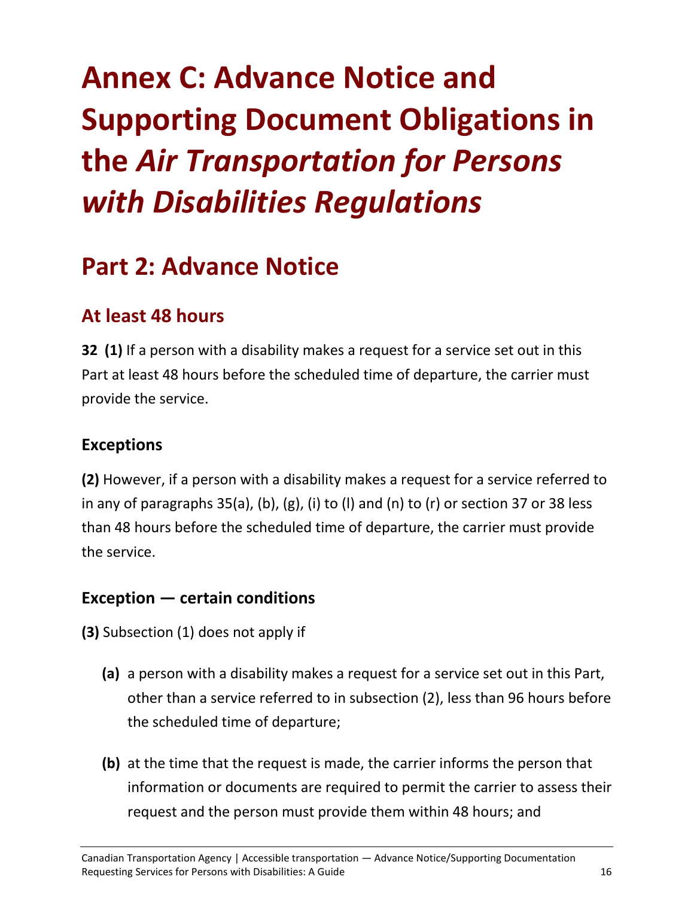# Annex C: Advance Notice and Supporting Document Obligations in the *Air Transportation for Persons with Disabilities Regulations*

## Part 2: Advance Notice

### At least 48 hours

**32 (1)** If a person with a disability makes a request for a service set out in this Part at least 48 hours before the scheduled time of departure, the carrier must provide the service.

#### Exceptions

**(2)** However, if a person with a disability makes a request for a service referred to in any of paragraphs 35(a), (b), (g), (i) to (l) and (n) to (r) or section 37 or 38 less than 48 hours before the scheduled time of departure, the carrier must provide the service.

#### Exception — certain conditions

**(3)** Subsection (1) does not apply if

- **(a)** a person with a disability makes a request for a service set out in this Part, other than a service referred to in subsection (2), less than 96 hours before the scheduled time of departure;
- **(b)** at the time that the request is made, the carrier informs the person that information or documents are required to permit the carrier to assess their request and the person must provide them within 48 hours; and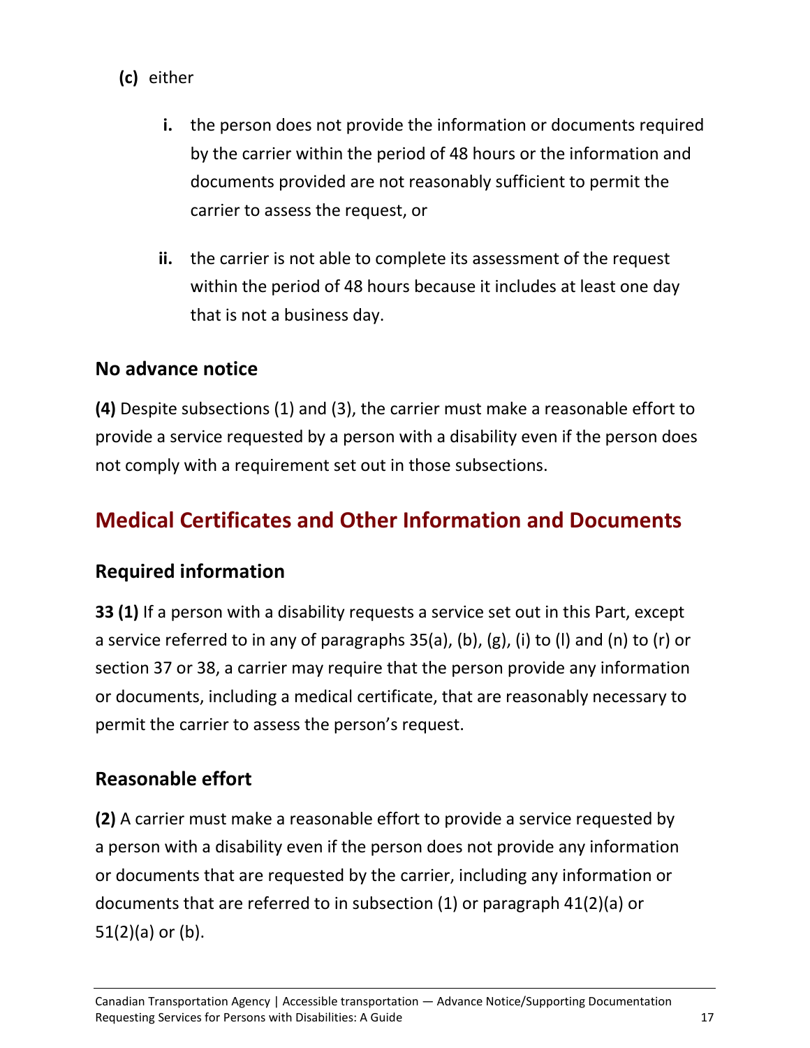**(c)** either

- **i.** the person does not provide the information or documents required by the carrier within the period of 48 hours or the information and documents provided are not reasonably sufficient to permit the carrier to assess the request, or
- **ii.** the carrier is not able to complete its assessment of the request within the period of 48 hours because it includes at least one day that is not a business day.

### No advance notice

**(4)** Despite subsections (1) and (3), the carrier must make a reasonable effort to provide a service requested by a person with a disability even if the person does not comply with a requirement set out in those subsections.

## Medical Certificates and Other Information and Documents

### Required information

**33 (1)** If a person with a disability requests a service set out in this Part, except a service referred to in any of paragraphs 35(a), (b), (g), (i) to (l) and (n) to (r) or section 37 or 38, a carrier may require that the person provide any information or documents, including a medical certificate, that are reasonably necessary to permit the carrier to assess the person's request.

### Reasonable effort

**(2)** A carrier must make a reasonable effort to provide a service requested by a person with a disability even if the person does not provide any information or documents that are requested by the carrier, including any information or documents that are referred to in subsection (1) or paragraph 41(2)(a) or 51(2)(a) or (b).